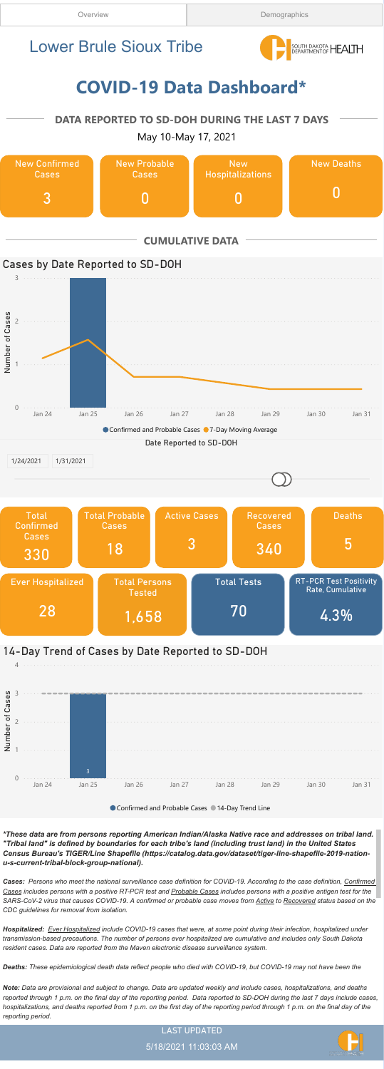Overview | Demographics

# Lower Brule Sioux Tribe

SOUTH DAKOTA DEPARTMENT OF HEALTH

# COVID-19 Data Dashboard*

## DATA REPORTED TO SD-DOH DURING THE LAST 7 DAYS

May 10-May 17, 2021

| New Confirmed Cases | New Probable Cases | New Hospitalizations | New Deaths |
| --- | --- | --- | --- |
| 3 | 0 | 0 | 0 |

## CUMULATIVE DATA

### Cases by Date Reported to SD-DOH

Number of Cases: 0, 1, 2, 3

Jan 24, Jan 25, Jan 26, Jan 27, Jan 28, Jan 29, Jan 30, Jan 31

● Confirmed and Probable Cases ● 7-Day Moving Average

Date Reported to SD-DOH

1/24/2021 1/31/2021

| Total Confirmed Cases | Total Probable Cases | Active Cases | Recovered Cases | Deaths |
| --- | --- | --- | --- | --- |
| 330 | 18 | 3 | 340 | 5 |

| Ever Hospitalized | Total Persons Tested | Total Tests | RT-PCR Test Positivity Rate, Cumulative |
| --- | --- | --- | --- |
| 28 | 1,658 | 70 | 4.3% |

### 14-Day Trend of Cases by Date Reported to SD-DOH

Number of Cases: 0, 1, 2, 3, 4

Jan 24, Jan 25 (3), Jan 26, Jan 27, Jan 28, Jan 29, Jan 30, Jan 31

● Confirmed and Probable Cases ● 14-Day Trend Line

***These data are from persons reporting American Indian/Alaska Native race and addresses on tribal land. "Tribal land" is defined by boundaries for each tribe's land (including trust land) in the United States Census Bureau's TIGER/Line Shapefile (https://catalog.data.gov/dataset/tiger-line-shapefile-2019-nation-u-s-current-tribal-block-group-national).***

***Cases:*** *Persons who meet the national surveillance case definition for COVID-19. According to the case definition, Confirmed Cases includes persons with a positive RT-PCR test and Probable Cases includes persons with a positive antigen test for the SARS-CoV-2 virus that causes COVID-19. A confirmed or probable case moves from Active to Recovered status based on the CDC guidelines for removal from isolation.*

***Hospitalized:*** *Ever Hospitalized include COVID-19 cases that were, at some point during their infection, hospitalized under transmission-based precautions. The number of persons ever hospitalized are cumulative and includes only South Dakota resident cases. Data are reported from the Maven electronic disease surveillance system.*

***Deaths:*** *These epidemiological death data reflect people who died with COVID-19, but COVID-19 may not have been the*

***Note:*** *Data are provisional and subject to change. Data are updated weekly and include cases, hospitalizations, and deaths reported through 1 p.m. on the final day of the reporting period. Data reported to SD-DOH during the last 7 days include cases, hospitalizations, and deaths reported from 1 p.m. on the first day of the reporting period through 1 p.m. on the final day of the reporting period.*

LAST UPDATED

5/18/2021 11:03:03 AM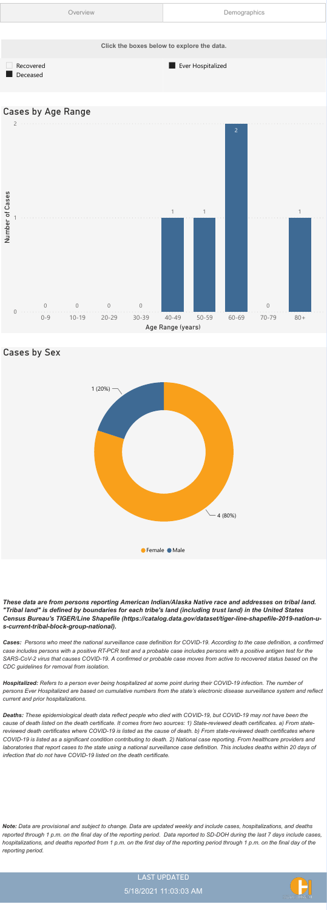Overview | Demographics

**Click the boxes below to explore the data.**

Recovered
Deceased
Ever Hospitalized

## Cases by Age Range

Number of Cases

2
1
0

0 0 0 0 1 1 2 0 1

0-9 10-19 20-29 30-39 40-49 50-59 60-69 70-79 80+

Age Range (years)

## Cases by Sex

1 (20%)

4 (80%)

Female Male

***These data are from persons reporting American Indian/Alaska Native race and addresses on tribal land. "Tribal land" is defined by boundaries for each tribe's land (including trust land) in the United States Census Bureau's TIGER/Line Shapefile (https://catalog.data.gov/dataset/tiger-line-shapefile-2019-nation-u-s-current-tribal-block-group-national).***

***Cases:*** *Persons who meet the national surveillance case definition for COVID-19. According to the case definition, a confirmed case includes persons with a positive RT-PCR test and a probable case includes persons with a positive antigen test for the SARS-CoV-2 virus that causes COVID-19. A confirmed or probable case moves from active to recovered status based on the CDC guidelines for removal from isolation.*

***Hospitalized:*** *Refers to a person ever being hospitalized at some point during their COVID-19 infection. The number of persons Ever Hospitalized are based on cumulative numbers from the state's electronic disease surveillance system and reflect current and prior hospitalizations.*

***Deaths:*** *These epidemiological death data reflect people who died with COVID-19, but COVID-19 may not have been the cause of death listed on the death certificate. It comes from two sources: 1) State-reviewed death certificates. a) From state-reviewed death certificates where COVID-19 is listed as the cause of death. b) From state-reviewed death certificates where COVID-19 is listed as a significant condition contributing to death. 2) National case reporting. From healthcare providers and laboratories that report cases to the state using a national surveillance case definition. This includes deaths within 20 days of infection that do not have COVID-19 listed on the death certificate.*

***Note:*** *Data are provisional and subject to change. Data are updated weekly and include cases, hospitalizations, and deaths reported through 1 p.m. on the final day of the reporting period. Data reported to SD-DOH during the last 7 days include cases, hospitalizations, and deaths reported from 1 p.m. on the first day of the reporting period through 1 p.m. on the final day of the reporting period.*

LAST UPDATED
5/18/2021 11:03:03 AM